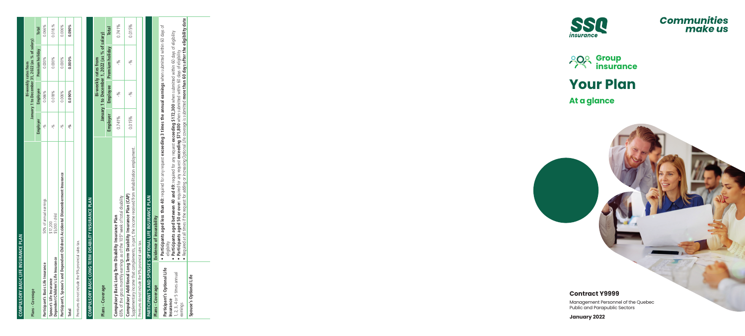## COMPULSORY BASIC LIFE INSURANCE PLAN

| Plans - Coverage | | Bi-weekly rates from January 1 to December 31, 2022 (as % of salary) | | | |
|---|---|---|---|---|---|
| | | Employer | Employee | Premium holiday | Total |
| **Participant's Basic Life Insurance** | 50% of annual earnings | -% | 0.066% | 0.000% | 0.066% |
| **Spouse's Life Insurance** / **Dependent Children's Life Insurance** | $17,200 / $5,000 / child | -% | 0.018% | 0.000% | 0.018% |
| **Participant's, Spouse's and Dependent Children's Accidental Dismemberment Insurance** | | -% | 0.006% | 0.000% | 0.006% |
| **Total** | | **-%** | **0.090%** | **0.000%** | **0.090%** |

Premiums do not include the 9% provincial sales tax.

## COMPULSORY BASIC LONG TERM DISABILITY INSURANCE PLAN

| Plans - Coverage | Bi-weekly rates from January 1 to December 1, 2022 (as % of salary) | | | |
|---|---|---|---|---|
| | Employer | Employee | Premium holiday | Total |
| **Compulsory Basic Long Term Disability Insurance Plan** 65% of the gross monthly earnings as of the 105th week of total disability | 0.741% | -% | -% | 0.741% |
| **Compulsory Additional Long Term Disability Insurance Plan (CAP)** Supplementary income that complements, in part, the income received from rehabilitation employment. | 0.015% | -% | -% | 0.015% |

Premiums do not include the 9% provincial sales tax.

## PARTICIPANT'S AND SPOUSE'S OPTIONAL LIFE INSURANCE PLAN

| Plans - Coverage | Evidence of insurability |
|---|---|
| **Participant's Optional Life Insurance** 1, 2, 3, 4 or 5 times annual earnings | • **Participants aged less than 40:** required for any request **exceeding 3 times the annual earnings** when submitted within 60 days of eligibility<br>• **Participants aged between 40 and 49:** required for any request **exceeding $172,300** when submitted within 60 days of eligibility<br>• **Participants aged 50 or over:** required for any request **exceeding $71,800** when submitted within 60 days of eligibility<br>• Required at all times if the request for adding or increasing Optional Life coverage is submitted **more than 60 days after the eligibility date** |
| **Spouse's Optional Life** | |

SSQ insurance

# Communities make us

## Group insurance

# Your Plan

## At a glance

**Contract Y9999**

Management Personnel of the Quebec Public and Parapublic Sectors

**January 2022**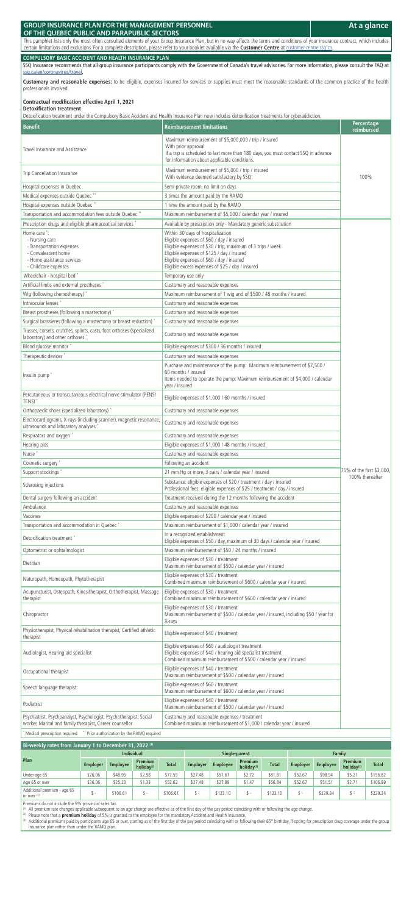# GROUP INSURANCE PLAN FOR THE MANAGEMENT PERSONNEL OF THE QUEBEC PUBLIC AND PARAPUBLIC SECTORS

**At a glance**

This pamphlet lists only the most often consulted elements of your Group Insurance Plan, but in no way affects the terms and conditions of your insurance contract, which includes certain limitations and exclusions. For a complete description, please refer to your booklet available via the **Customer Centre** at customer-centre.ssq.ca.

## COMPULSORY BASIC ACCIDENT AND HEALTH INSURANCE PLAN

SSQ Insurance recommends that all group insurance participants comply with the Government of Canada's travel advisories. For more information, please consult the FAQ at ssq.ca/en/coronavirus/travel.

**Customary and reasonable expenses:** to be eligible, expenses incurred for services or supplies must meet the reasonable standards of the common practice of the health professionals involved.

### Contractual modification effective April 1, 2021

**Detoxification treatment**

Detoxification treatment under the Compulsory Basic Accident and Health Insurance Plan now includes detoxification treatments for cyberaddiction.

| Benefit | Reimbursement limitations | Percentage reimbursed |
|---|---|---|
| Travel Insurance and Assistance | Maximum reimbursement of $5,000,000 / trip / insured<br>With prior approval<br>If a trip is scheduled to last more than 180 days, you must contact SSQ in advance for information about applicable conditions. | 100% |
| Trip Cancellation Insurance | Maximum reimbursement of $5,000 / trip / insured<br>With evidence deemed satisfactory by SSQ | |
| Hospital expenses in Quebec | Semi-private room, no limit on days | |
| Medical expenses outside Quebec ** | 3 times the amount paid by the RAMQ | |
| Hospital expenses outside Quebec ** | 1 time the amount paid by the RAMQ | |
| Transportation and accommodation fees outside Quebec ** | Maximum reimbursement of $5,000 / calendar year / insured | |
| Prescription drugs and eligible pharmaceutical services * | Available by prescription only - Mandatory generic substitution | 75% of the first $3,000, 100% thereafter |
| Home care *:<br>- Nursing care<br>- Transportation expenses<br>- Convalescent home<br>- Home assistance services<br>- Childcare expenses | Within 30 days of hospitalization<br>Eligible expenses of $60 / day / insured<br>Eligible expenses of $30 / trip, maximum of 3 trips / week<br>Eligible expenses of $125 / day / insured<br>Eligible expenses of $60 / day / insured<br>Eligible excess expenses of $25 / day / insured | |
| Wheelchair - hospital bed * | Temporary use only | |
| Artificial limbs and external prostheses * | Customary and reasonable expenses | |
| Wig (following chemotherapy) * | Maximum reimbursement of 1 wig and of $500 / 48 months / insured | |
| Intraocular lenses * | Customary and reasonable expenses | |
| Breast prostheses (following a mastectomy) * | Customary and reasonable expenses | |
| Surgical brassieres (following a mastectomy or breast reduction) * | Customary and reasonable expenses | |
| Trusses, corsets, crutches, splints, casts, foot orthoses (specialized laboratory) and other orthoses * | Customary and reasonable expenses | |
| Blood glucose monitor * | Eligible expenses of $300 / 36 months / insured | |
| Therapeutic devices * | Customary and reasonable expenses | |
| Insulin pump * | Purchase and maintenance of the pump: Maximum reimbursement of $7,500 / 60 months / insured<br>Items needed to operate the pump: Maximum reimbursement of $4,000 / calendar year / insured | |
| Percutaneous or transcutaneous electrical nerve stimulator (PENS/TENS) * | Eligible expenses of $1,000 / 60 months / insured | |
| Orthopaedic shoes (specialized laboratory) * | Customary and reasonable expenses | |
| Electrocardiograms, X-rays (including scanner), magnetic resonance, ultrasounds and laboratory analyses * | Customary and reasonable expenses | |
| Respirators and oxygen * | Customary and reasonable expenses | |
| Hearing aids | Eligible expenses of $1,000 / 48 months / insured | |
| Nurse * | Customary and reasonable expenses | |
| Cosmetic surgery * | Following an accident | |
| Support stockings * | 21 mm Hg or more, 3 pairs / calendar year / insured | |
| Sclerosing injections | Substance: eligible expenses of $20 / treatment / day / insured<br>Professional fees: eligible expenses of $25 / treatment / day / insured | |
| Dental surgery following an accident | Treatment received during the 12 months following the accident | |
| Ambulance | Customary and reasonable expenses | |
| Vaccines | Eligible expenses of $200 / calendar year / insured | |
| Transportation and accommodation in Quebec * | Maximum reimbursement of $1,000 / calendar year / insured | |
| Detoxification treatment * | In a recognized establishment<br>Eligible expenses of $50 / day, maximum of 30 days / calendar year / insured | |
| Optometrist or ophtalmologist | Maximum reimbursement of $50 / 24 months / insured | |
| Dietitian | Eligible expenses of $30 / treatment<br>Maximum reimbursement of $500 / calendar year / insured | |
| Naturopath, Homeopath, Phytotherapist | Eligible expenses of $30 / treatment<br>Combined maximum reimbursement of $600 / calendar year / insured | |
| Acupuncturist, Osteopath, Kinesitherapist, Orthotherapist, Massage therapist | Eligible expenses of $30 / treatment<br>Combined maximum reimbursement of $600 / calendar year / insured | |
| Chiropractor | Eligible expenses of $30 / treatment<br>Maximum reimbursement of $500 / calendar year / insured, including $50 / year for X-rays | |
| Physiotherapist, Physical rehabilitation therapist, Certified athletic therapist | Eligible expenses of $40 / treatment | |
| Audiologist, Hearing aid specialist | Eligible expenses of $60 / audiologist treatment<br>Eligible expenses of $40 / hearing aid specialist treatment<br>Combined maximum reimbursement of $500 / calendar year / insured | |
| Occupational therapist | Eligible expenses of $40 / treatment<br>Maximum reimbursement of $500 / calendar year / insured | |
| Speech language therapist | Eligible expenses of $60 / treatment<br>Maximum reimbursement of $600 / calendar year / insured | |
| Podiatrist | Eligible expenses of $40 / treatment<br>Maximum reimbursement of $500 / calendar year / insured | |
| Psychiatrist, Psychoanalyst, Psychologist, Psychotherapist, Social worker, Marital and family therapist, Career counsellor | Customary and reasonable expenses / treatment<br>Combined maximum reimbursement of $1,000 / calendar year / insured | |

\* Medical prescription required  \*\* Prior authorization by the RAMQ required

## Bi-weekly rates from January 1 to December 31, 2022 [1]

| Plan | Individual | | | | Single-parent | | | | Family | | | |
|---|---|---|---|---|---|---|---|---|---|---|---|---|
| | Employer | Employee | Premium holiday[2] | Total | Employer | Employee | Premium holiday[2] | Total | Employer | Employee | Premium holiday[2] | Total |
| Under age 65 | $26.06 | $48.95 | $2.58 | $77.59 | $27.48 | $51.61 | $2.72 | $81.81 | $52.67 | $98.94 | $5.21 | $156.82 |
| Age 65 or over | $26.06 | $25.23 | $1.33 | $52.62 | $27.48 | $27.89 | $1.47 | $56.84 | $52.67 | $51.51 | $2.71 | $106.89 |
| Additional premium - age 65 or over [3] | $ - | $106.61 | $ - | $106.61 | $ - | $123.10 | $ - | $123.10 | $ - | $229.34 | $ - | $229.34 |

Premiums do not include the 9% provincial sales tax.

[1] All premium rate changes applicable subsequent to an age change are effective as of the first day of the pay period coinciding with or following the age change.

[2] Please note that a **premium holiday** of 5% is granted to the employee for the mandatory Accident and Health Insurance.

[3] Additional premiums paid by participants age 65 or over, starting as of the first day of the pay period coinciding with or following their 65th birthday, if opting for prescription drug coverage under the group insurance plan rather than under the RAMQ plan.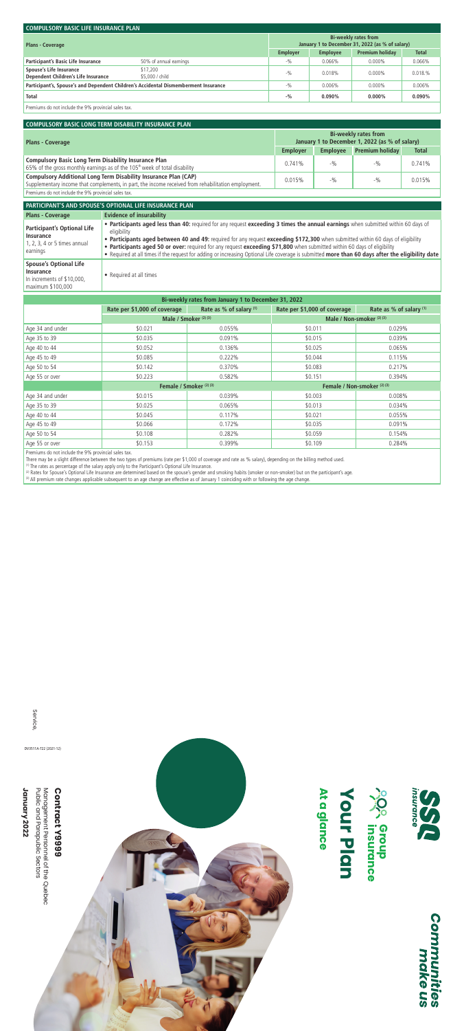## COMPULSORY BASIC LIFE INSURANCE PLAN

| Plans - Coverage | | Bi-weekly rates from January 1 to December 31, 2022 (as % of salary) | | | |
|---|---|---|---|---|---|
| | | Employer | Employee | Premium holiday | Total |
| Participant's Basic Life Insurance | 50% of annual earnings | -% | 0.066% | 0.000% | 0.066% |
| Spouse's Life Insurance / Dependent Children's Life Insurance | $17,200 / $5,000 / child | -% | 0.018% | 0.000% | 0.018.% |
| Participant's, Spouse's and Dependent Children's Accidental Dismemberment Insurance | | -% | 0.006% | 0.000% | 0.006% |
| Total | | -% | 0.090% | 0.000% | 0.090% |

Premiums do not include the 9% provincial sales tax.

## COMPULSORY BASIC LONG TERM DISABILITY INSURANCE PLAN

| Plans - Coverage | Bi-weekly rates from January 1 to December 1, 2022 (as % of salary) | | | |
|---|---|---|---|---|
| | Employer | Employee | Premium holiday | Total |
| **Compulsory Basic Long Term Disability Insurance Plan** 65% of the gross monthly earnings as of the 105th week of total disability | 0.741% | -% | -% | 0.741% |
| **Compulsory Additional Long Term Disability Insurance Plan (CAP)** Supplementary income that complements, in part, the income received from rehabilitation employment. | 0.015% | -% | -% | 0.015% |

Premiums do not include the 9% provincial sales tax.

## PARTICIPANT'S AND SPOUSE'S OPTIONAL LIFE INSURANCE PLAN

| Plans - Coverage | Evidence of insurability |
|---|---|
| **Participant's Optional Life Insurance** 1, 2, 3, 4 or 5 times annual earnings | • **Participants aged less than 40:** required for any request **exceeding 3 times the annual earnings** when submitted within 60 days of eligibility<br>• **Participants aged between 40 and 49:** required for any request **exceeding $172,300** when submitted within 60 days of eligibility<br>• **Participants aged 50 or over:** required for any request **exceeding $71,800** when submitted within 60 days of eligibility<br>• Required at all times if the request for adding or increasing Optional Life coverage is submitted **more than 60 days after the eligibility date** |
| **Spouse's Optional Life Insurance** In increments of $10,000, maximum $100,000 | • Required at all times |

| Bi-weekly rates from January 1 to December 31, 2022 | | | | |
|---|---|---|---|---|
| | Rate per $1,000 of coverage | Rate as % of salary (1) | Rate per $1,000 of coverage | Rate as % of salary (1) |
| | Male / Smoker (2) (3) | | Male / Non-smoker (2) (3) | |
| Age 34 and under | $0.021 | 0.055% | $0.011 | 0.029% |
| Age 35 to 39 | $0.035 | 0.091% | $0.015 | 0.039% |
| Age 40 to 44 | $0.052 | 0.136% | $0.025 | 0.065% |
| Age 45 to 49 | $0.085 | 0.222% | $0.044 | 0.115% |
| Age 50 to 54 | $0.142 | 0.370% | $0.083 | 0.217% |
| Age 55 or over | $0.223 | 0.582% | $0.151 | 0.394% |
| | Female / Smoker (2) (3) | | Female / Non-smoker (2) (3) | |
| Age 34 and under | $0.015 | 0.039% | $0.003 | 0.008% |
| Age 35 to 39 | $0.025 | 0.065% | $0.013 | 0.034% |
| Age 40 to 44 | $0.045 | 0.117% | $0.021 | 0.055% |
| Age 45 to 49 | $0.066 | 0.172% | $0.035 | 0.091% |
| Age 50 to 54 | $0.108 | 0.282% | $0.059 | 0.154% |
| Age 55 or over | $0.153 | 0.399% | $0.109 | 0.284% |

Premiums do not include the 9% provincial sales tax.

There may be a slight difference between the two types of premiums (rate per $1,000 of coverage and rate as % salary), depending on the billing method used.

[1] The rates as percentage of the salary apply only to the Participant's Optional Life Insurance.

[2] Rates for Spouse's Optional Life Insurance are determined based on the spouse's gender and smoking habits (smoker or non-smoker) but on the participant's age.

[3] All premium rate changes applicable subsequent to an age change are effective as of January 1 coinciding with or following the age change.

Service.

DV3511A-T22 (2021-12)

**Contract Y9999**

Management Personnel of the Quebec Public and Parapublic Sectors

**January 2022**

# Your Plan

## At a glance

Group insurance

SSQ insurance

*Communities make us*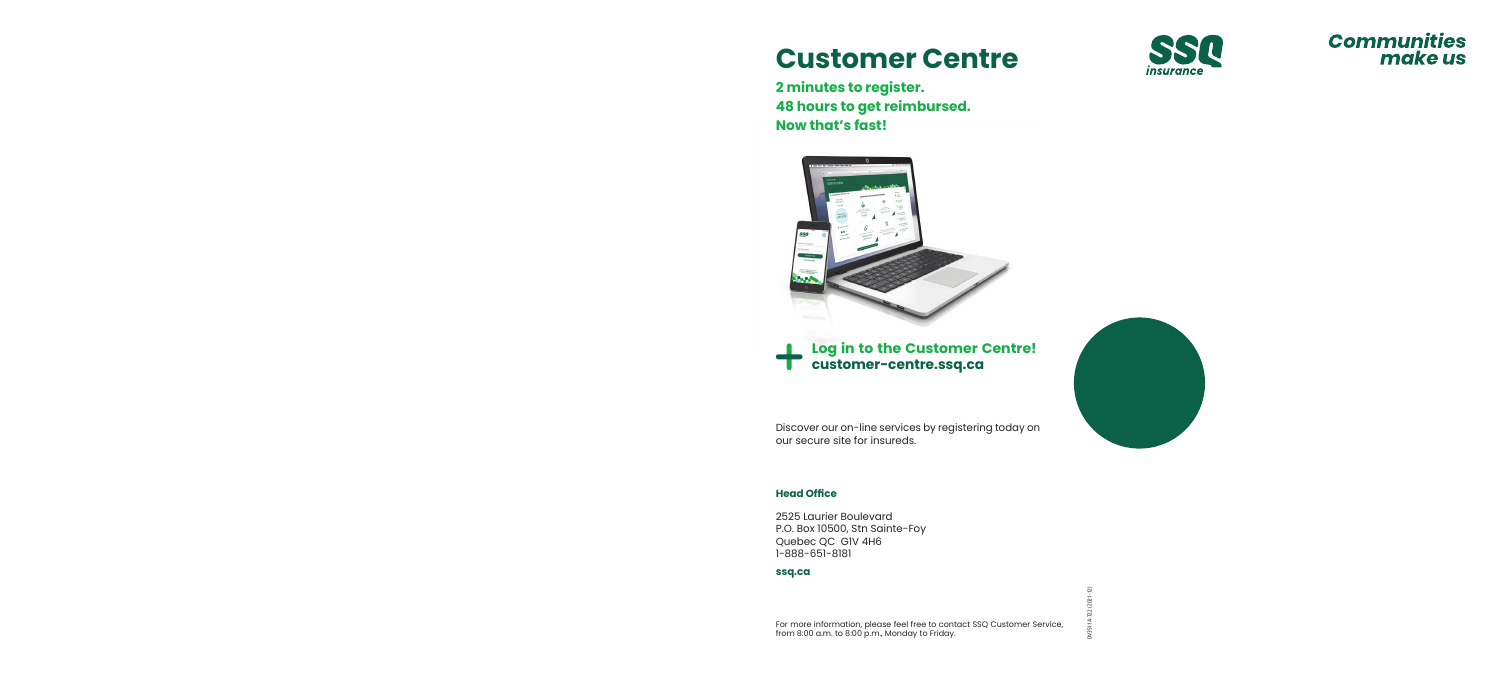# Customer Centre

**2 minutes to register.**
**48 hours to get reimbursed.**
**Now that's fast!**

SSQ insurance

*Communities make us*

## Log in to the Customer Centre!
**customer-centre.ssq.ca**

Discover our on-line services by registering today on our secure site for insureds.

**Head Office**

2525 Laurier Boulevard
P.O. Box 10500, Stn Sainte-Foy
Quebec QC G1V 4H6
1-888-651-8181

**ssq.ca**

For more information, please feel free to contact SSQ Customer Service, from 8:00 a.m. to 8:00 p.m., Monday to Friday.

BV5114-1E2 (2011-12)